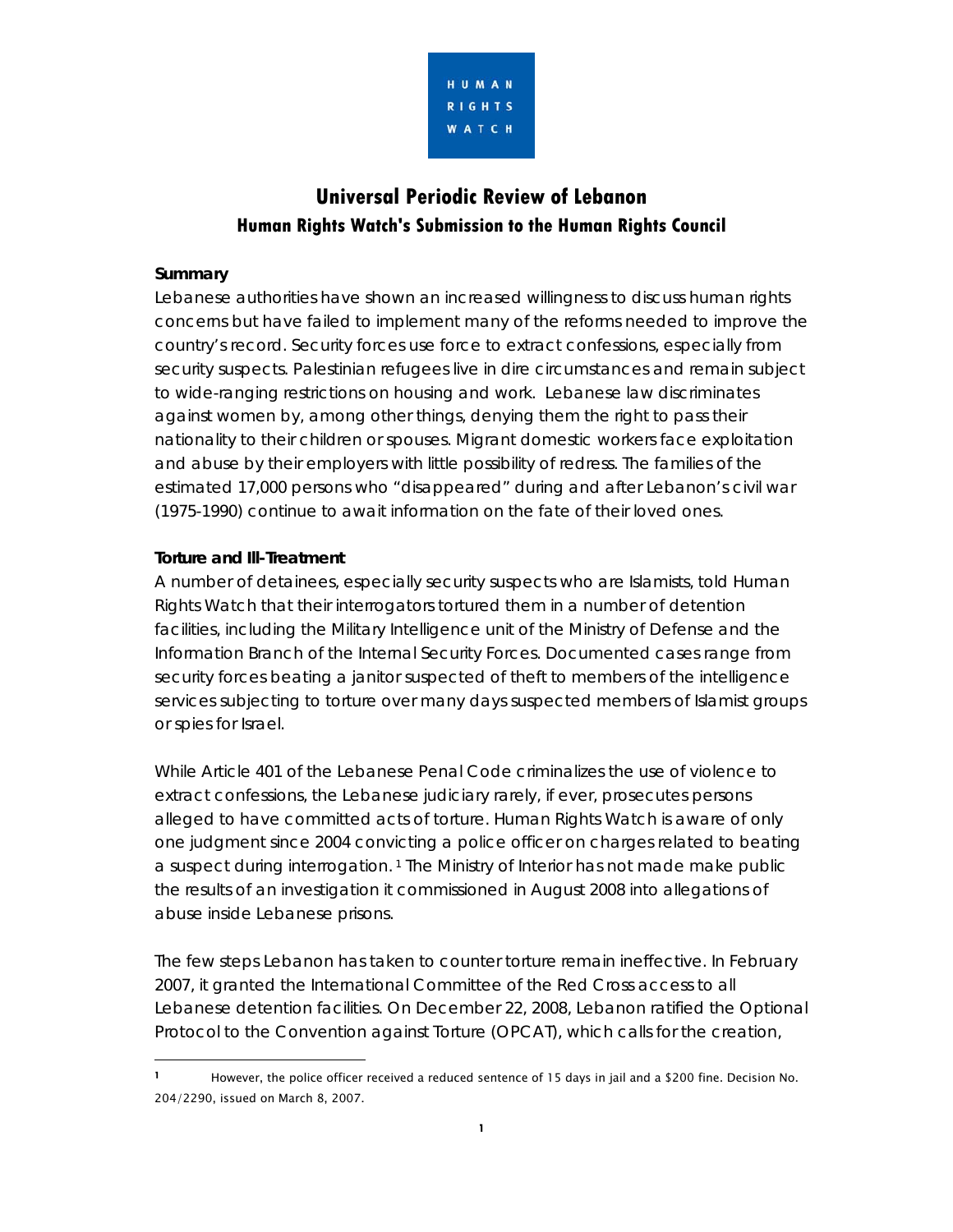HUMAN RIGHTS WATCH

# Universal Periodic Review of Lebanon

## Human Rights Watch's Submission to the Human Rights Council

**Summary**

Lebanese authorities have shown an increased willingness to discuss human rights concerns but have failed to implement many of the reforms needed to improve the country's record. Security forces use force to extract confessions, especially from security suspects. Palestinian refugees live in dire circumstances and remain subject to wide-ranging restrictions on housing and work. Lebanese law discriminates against women by, among other things, denying them the right to pass their nationality to their children or spouses. Migrant domestic workers face exploitation and abuse by their employers with little possibility of redress. The families of the estimated 17,000 persons who "disappeared" during and after Lebanon's civil war (1975-1990) continue to await information on the fate of their loved ones.

**Torture and Ill-Treatment**

A number of detainees, especially security suspects who are Islamists, told Human Rights Watch that their interrogators tortured them in a number of detention facilities, including the Military Intelligence unit of the Ministry of Defense and the Information Branch of the Internal Security Forces. Documented cases range from security forces beating a janitor suspected of theft to members of the intelligence services subjecting to torture over many days suspected members of Islamist groups or spies for Israel.

While Article 401 of the Lebanese Penal Code criminalizes the use of violence to extract confessions, the Lebanese judiciary rarely, if ever, prosecutes persons alleged to have committed acts of torture. Human Rights Watch is aware of only one judgment since 2004 convicting a police officer on charges related to beating a suspect during interrogation.[1] The Ministry of Interior has not made make public the results of an investigation it commissioned in August 2008 into allegations of abuse inside Lebanese prisons.

The few steps Lebanon has taken to counter torture remain ineffective. In February 2007, it granted the International Committee of the Red Cross access to all Lebanese detention facilities. On December 22, 2008, Lebanon ratified the Optional Protocol to the Convention against Torture (OPCAT), which calls for the creation,

[1] However, the police officer received a reduced sentence of 15 days in jail and a $200 fine. Decision No. 204/2290, issued on March 8, 2007.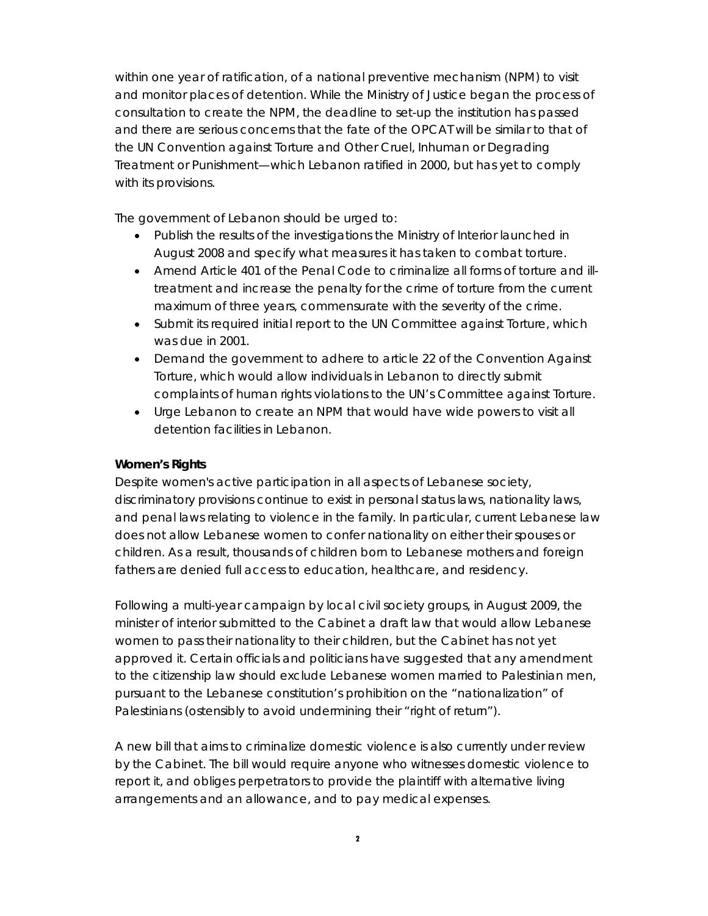within one year of ratification, of a national preventive mechanism (NPM) to visit and monitor places of detention. While the Ministry of Justice began the process of consultation to create the NPM, the deadline to set-up the institution has passed and there are serious concerns that the fate of the OPCAT will be similar to that of the UN Convention against Torture and Other Cruel, Inhuman or Degrading Treatment or Punishment—which Lebanon ratified in 2000, but has yet to comply with its provisions.

The government of Lebanon should be urged to:

- Publish the results of the investigations the Ministry of Interior launched in August 2008 and specify what measures it has taken to combat torture.
- Amend Article 401 of the Penal Code to criminalize all forms of torture and ill-treatment and increase the penalty for the crime of torture from the current maximum of three years, commensurate with the severity of the crime.
- Submit its required initial report to the UN Committee against Torture, which was due in 2001.
- Demand the government to adhere to article 22 of the Convention Against Torture, which would allow individuals in Lebanon to directly submit complaints of human rights violations to the UN's Committee against Torture.
- Urge Lebanon to create an NPM that would have wide powers to visit all detention facilities in Lebanon.

**Women's Rights**

Despite women's active participation in all aspects of Lebanese society, discriminatory provisions continue to exist in personal status laws, nationality laws, and penal laws relating to violence in the family. In particular, current Lebanese law does not allow Lebanese women to confer nationality on either their spouses or children. As a result, thousands of children born to Lebanese mothers and foreign fathers are denied full access to education, healthcare, and residency.

Following a multi-year campaign by local civil society groups, in August 2009, the minister of interior submitted to the Cabinet a draft law that would allow Lebanese women to pass their nationality to their children, but the Cabinet has not yet approved it. Certain officials and politicians have suggested that any amendment to the citizenship law should exclude Lebanese women married to Palestinian men, pursuant to the Lebanese constitution's prohibition on the "nationalization" of Palestinians (ostensibly to avoid undermining their "right of return").

A new bill that aims to criminalize domestic violence is also currently under review by the Cabinet. The bill would require anyone who witnesses domestic violence to report it, and obliges perpetrators to provide the plaintiff with alternative living arrangements and an allowance, and to pay medical expenses.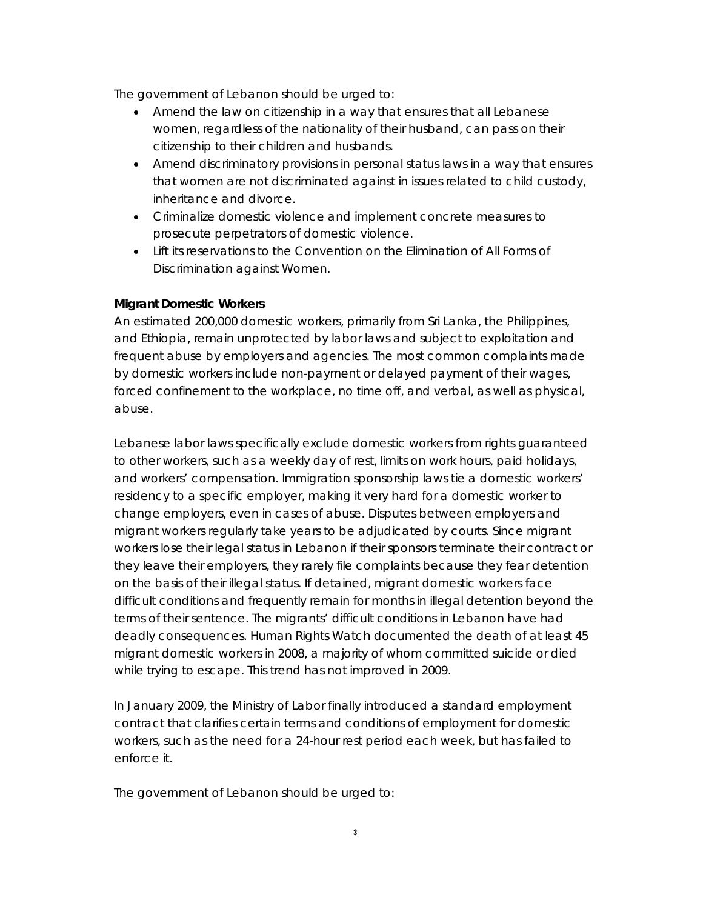The government of Lebanon should be urged to:

- Amend the law on citizenship in a way that ensures that all Lebanese women, regardless of the nationality of their husband, can pass on their citizenship to their children and husbands.
- Amend discriminatory provisions in personal status laws in a way that ensures that women are not discriminated against in issues related to child custody, inheritance and divorce.
- Criminalize domestic violence and implement concrete measures to prosecute perpetrators of domestic violence.
- Lift its reservations to the Convention on the Elimination of All Forms of Discrimination against Women.

**Migrant Domestic Workers**

An estimated 200,000 domestic workers, primarily from Sri Lanka, the Philippines, and Ethiopia, remain unprotected by labor laws and subject to exploitation and frequent abuse by employers and agencies. The most common complaints made by domestic workers include non-payment or delayed payment of their wages, forced confinement to the workplace, no time off, and verbal, as well as physical, abuse.

Lebanese labor laws specifically exclude domestic workers from rights guaranteed to other workers, such as a weekly day of rest, limits on work hours, paid holidays, and workers' compensation. Immigration sponsorship laws tie a domestic workers' residency to a specific employer, making it very hard for a domestic worker to change employers, even in cases of abuse. Disputes between employers and migrant workers regularly take years to be adjudicated by courts. Since migrant workers lose their legal status in Lebanon if their sponsors terminate their contract or they leave their employers, they rarely file complaints because they fear detention on the basis of their illegal status. If detained, migrant domestic workers face difficult conditions and frequently remain for months in illegal detention beyond the terms of their sentence. The migrants' difficult conditions in Lebanon have had deadly consequences. Human Rights Watch documented the death of at least 45 migrant domestic workers in 2008, a majority of whom committed suicide or died while trying to escape. This trend has not improved in 2009.

In January 2009, the Ministry of Labor finally introduced a standard employment contract that clarifies certain terms and conditions of employment for domestic workers, such as the need for a 24-hour rest period each week, but has failed to enforce it.

The government of Lebanon should be urged to: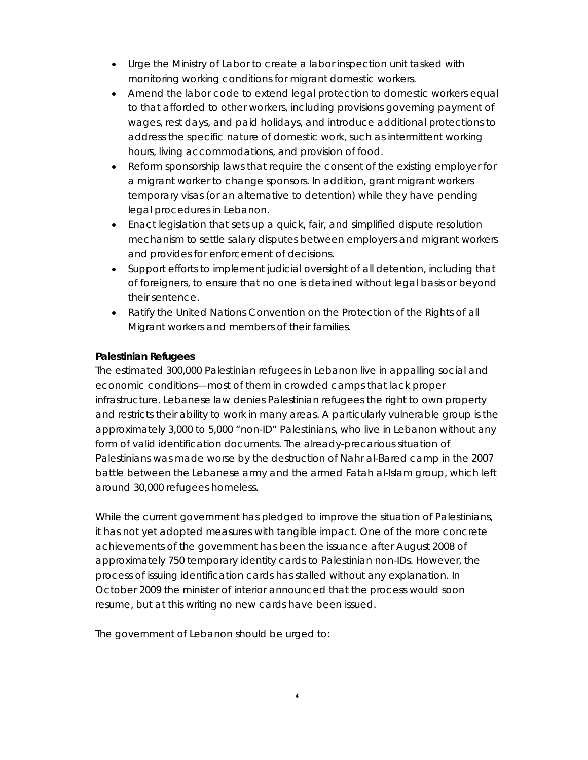- Urge the Ministry of Labor to create a labor inspection unit tasked with monitoring working conditions for migrant domestic workers.
- Amend the labor code to extend legal protection to domestic workers equal to that afforded to other workers, including provisions governing payment of wages, rest days, and paid holidays, and introduce additional protections to address the specific nature of domestic work, such as intermittent working hours, living accommodations, and provision of food.
- Reform sponsorship laws that require the consent of the existing employer for a migrant worker to change sponsors. In addition, grant migrant workers temporary visas (or an alternative to detention) while they have pending legal procedures in Lebanon.
- Enact legislation that sets up a quick, fair, and simplified dispute resolution mechanism to settle salary disputes between employers and migrant workers and provides for enforcement of decisions.
- Support efforts to implement judicial oversight of all detention, including that of foreigners, to ensure that no one is detained without legal basis or beyond their sentence.
- Ratify the United Nations Convention on the Protection of the Rights of all Migrant workers and members of their families.

**Palestinian Refugees**

The estimated 300,000 Palestinian refugees in Lebanon live in appalling social and economic conditions—most of them in crowded camps that lack proper infrastructure. Lebanese law denies Palestinian refugees the right to own property and restricts their ability to work in many areas. A particularly vulnerable group is the approximately 3,000 to 5,000 "non-ID" Palestinians, who live in Lebanon without any form of valid identification documents. The already-precarious situation of Palestinians was made worse by the destruction of Nahr al-Bared camp in the 2007 battle between the Lebanese army and the armed Fatah al-Islam group, which left around 30,000 refugees homeless.

While the current government has pledged to improve the situation of Palestinians, it has not yet adopted measures with tangible impact. One of the more concrete achievements of the government has been the issuance after August 2008 of approximately 750 temporary identity cards to Palestinian non-IDs. However, the process of issuing identification cards has stalled without any explanation. In October 2009 the minister of interior announced that the process would soon resume, but at this writing no new cards have been issued.

The government of Lebanon should be urged to: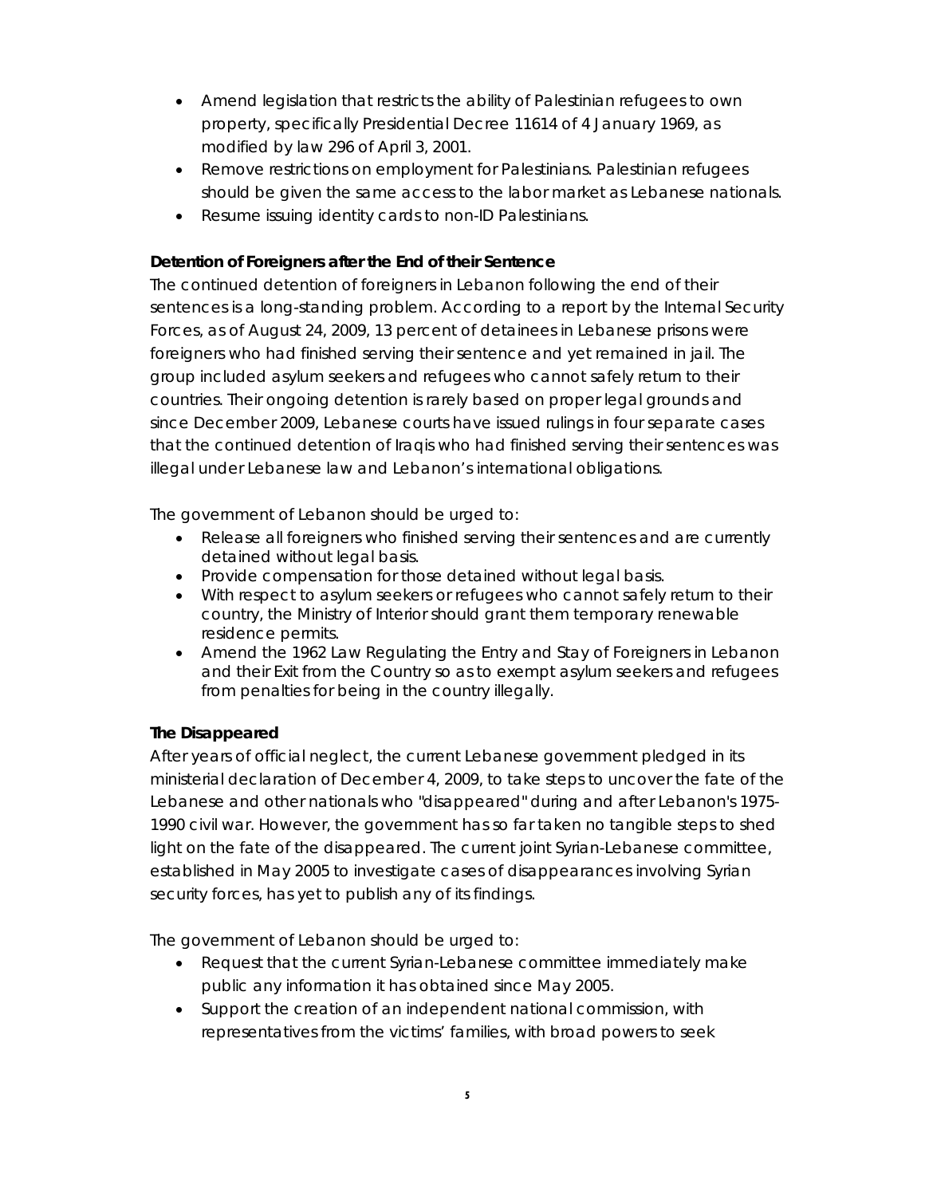- Amend legislation that restricts the ability of Palestinian refugees to own property, specifically Presidential Decree 11614 of 4 January 1969, as modified by law 296 of April 3, 2001.
- Remove restrictions on employment for Palestinians. Palestinian refugees should be given the same access to the labor market as Lebanese nationals.
- Resume issuing identity cards to non-ID Palestinians.

**Detention of Foreigners after the End of their Sentence**

The continued detention of foreigners in Lebanon following the end of their sentences is a long-standing problem. According to a report by the Internal Security Forces, as of August 24, 2009, 13 percent of detainees in Lebanese prisons were foreigners who had finished serving their sentence and yet remained in jail. The group included asylum seekers and refugees who cannot safely return to their countries. Their ongoing detention is rarely based on proper legal grounds and since December 2009, Lebanese courts have issued rulings in four separate cases that the continued detention of Iraqis who had finished serving their sentences was illegal under Lebanese law and Lebanon's international obligations.

The government of Lebanon should be urged to:

- Release all foreigners who finished serving their sentences and are currently detained without legal basis.
- Provide compensation for those detained without legal basis.
- With respect to asylum seekers or refugees who cannot safely return to their country, the Ministry of Interior should grant them temporary renewable residence permits.
- Amend the 1962 Law Regulating the Entry and Stay of Foreigners in Lebanon and their Exit from the Country so as to exempt asylum seekers and refugees from penalties for being in the country illegally.

**The Disappeared**

After years of official neglect, the current Lebanese government pledged in its ministerial declaration of December 4, 2009, to take steps to uncover the fate of the Lebanese and other nationals who "disappeared" during and after Lebanon's 1975-1990 civil war. However, the government has so far taken no tangible steps to shed light on the fate of the disappeared. The current joint Syrian-Lebanese committee, established in May 2005 to investigate cases of disappearances involving Syrian security forces, has yet to publish any of its findings.

The government of Lebanon should be urged to:

- Request that the current Syrian-Lebanese committee immediately make public any information it has obtained since May 2005.
- Support the creation of an independent national commission, with representatives from the victims' families, with broad powers to seek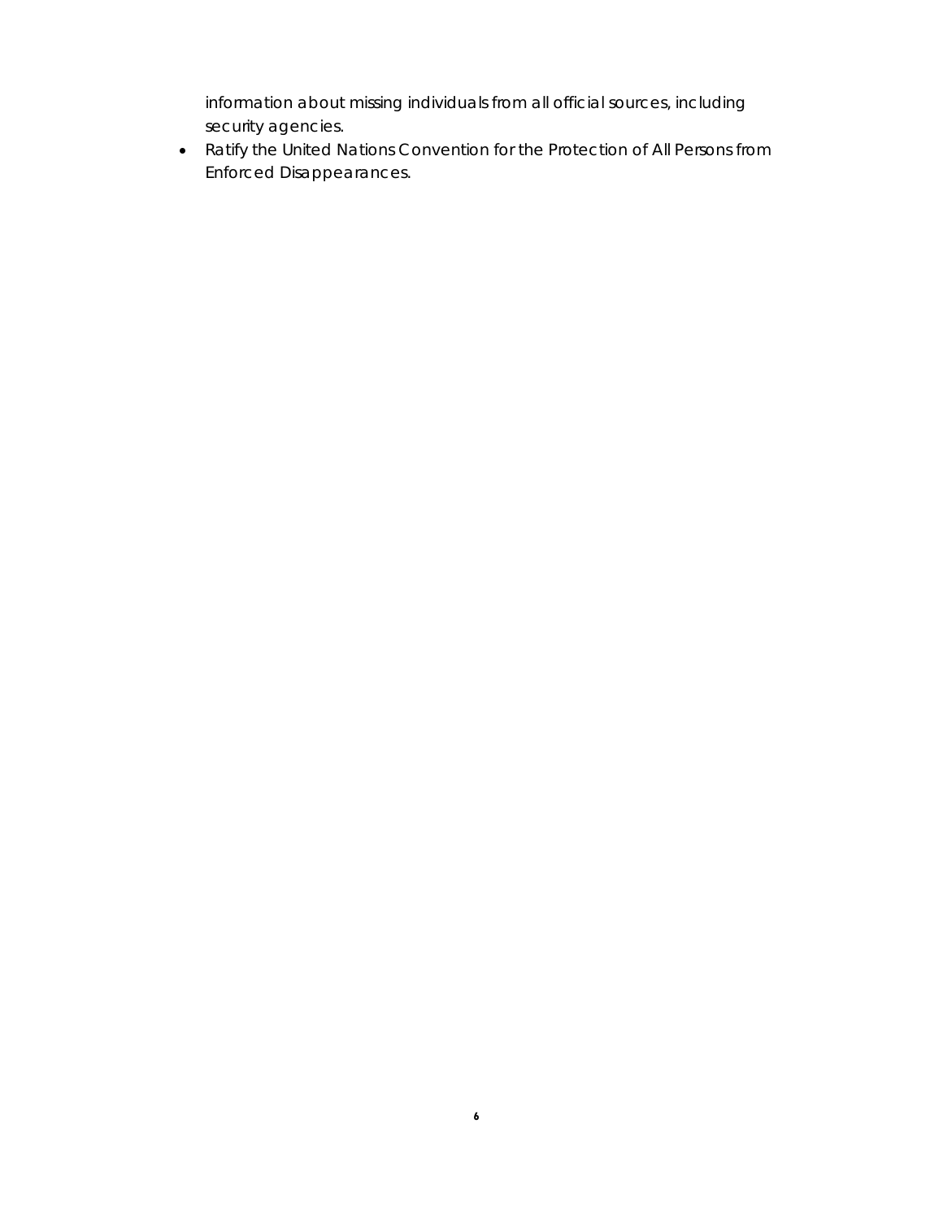information about missing individuals from all official sources, including security agencies.

- Ratify the United Nations Convention for the Protection of All Persons from Enforced Disappearances.